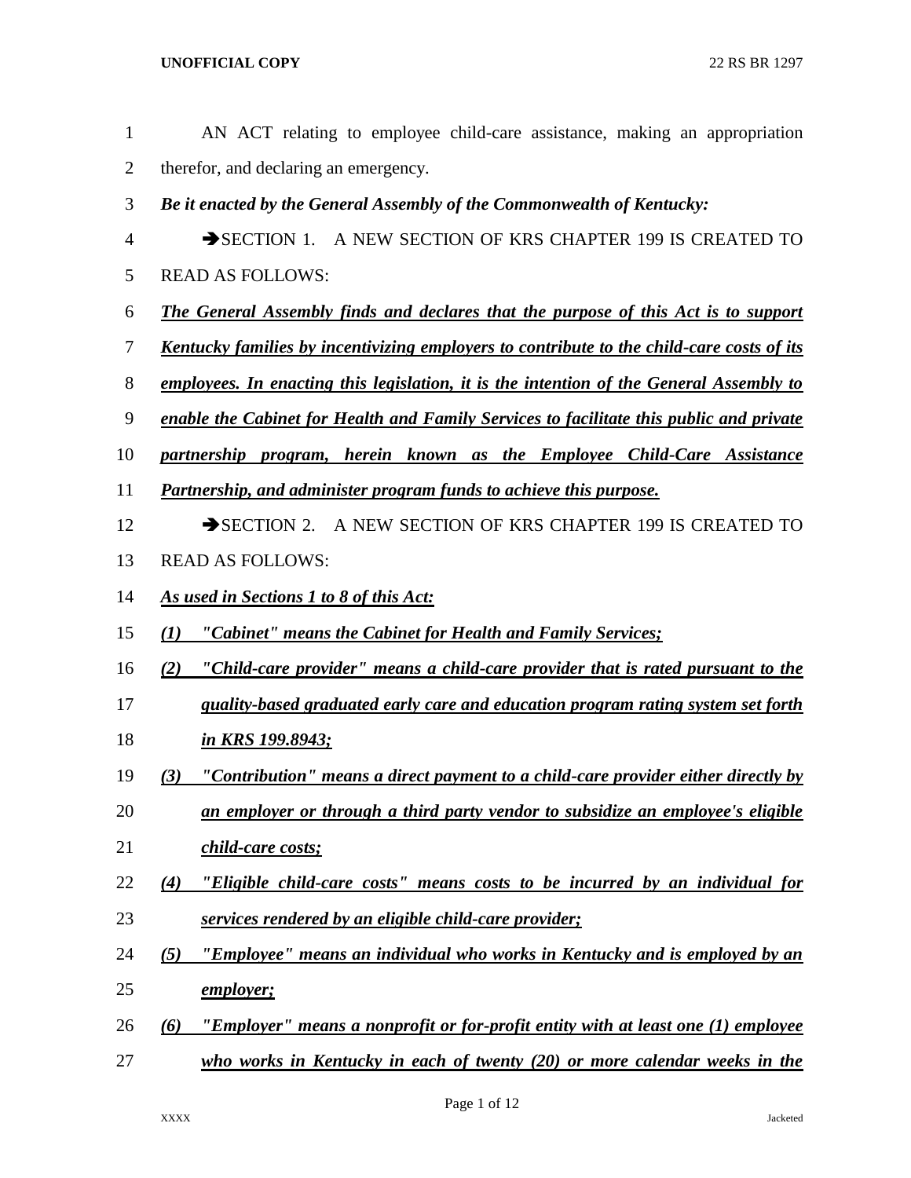AN ACT relating to employee child-care assistance, making an appropriation therefor, and declaring an emergency.

***Be it enacted by the General Assembly of the Commonwealth of Kentucky:***

➔SECTION 1. A NEW SECTION OF KRS CHAPTER 199 IS CREATED TO READ AS FOLLOWS:

***The General Assembly finds and declares that the purpose of this Act is to support Kentucky families by incentivizing employers to contribute to the child-care costs of its employees. In enacting this legislation, it is the intention of the General Assembly to enable the Cabinet for Health and Family Services to facilitate this public and private partnership program, herein known as the Employee Child-Care Assistance Partnership, and administer program funds to achieve this purpose.***

➔SECTION 2. A NEW SECTION OF KRS CHAPTER 199 IS CREATED TO READ AS FOLLOWS:

***As used in Sections 1 to 8 of this Act:***

***(1) "Cabinet" means the Cabinet for Health and Family Services;***

***(2) "Child-care provider" means a child-care provider that is rated pursuant to the quality-based graduated early care and education program rating system set forth in KRS 199.8943;***

***(3) "Contribution" means a direct payment to a child-care provider either directly by an employer or through a third party vendor to subsidize an employee's eligible child-care costs;***

***(4) "Eligible child-care costs" means costs to be incurred by an individual for services rendered by an eligible child-care provider;***

***(5) "Employee" means an individual who works in Kentucky and is employed by an employer;***

***(6) "Employer" means a nonprofit or for-profit entity with at least one (1) employee who works in Kentucky in each of twenty (20) or more calendar weeks in the***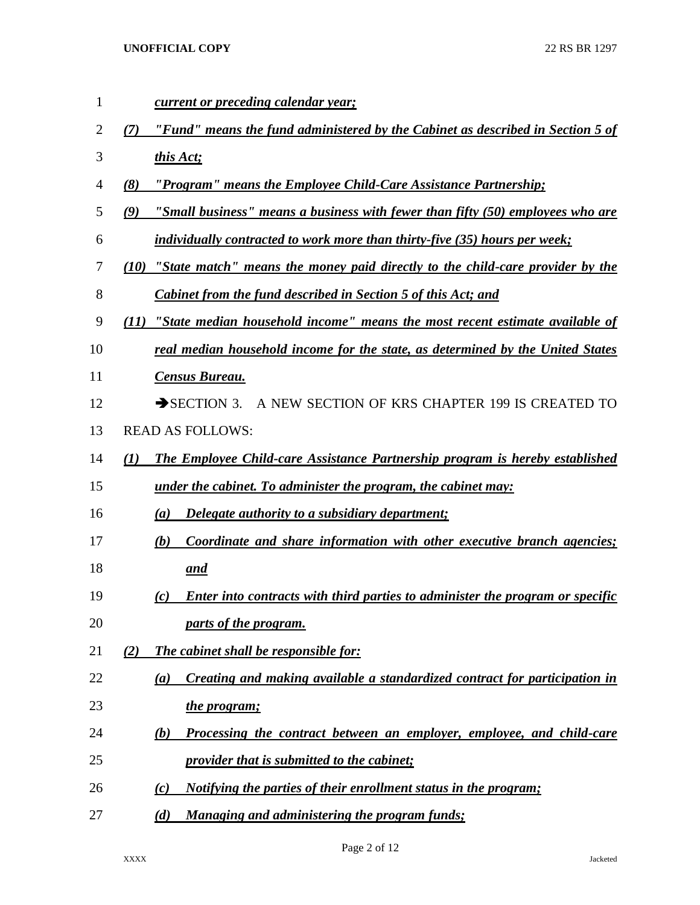*current or preceding calendar year;*

*(7) "Fund" means the fund administered by the Cabinet as described in Section 5 of this Act;*

*(8) "Program" means the Employee Child-Care Assistance Partnership;*

*(9) "Small business" means a business with fewer than fifty (50) employees who are individually contracted to work more than thirty-five (35) hours per week;*

*(10) "State match" means the money paid directly to the child-care provider by the Cabinet from the fund described in Section 5 of this Act; and*

*(11) "State median household income" means the most recent estimate available of real median household income for the state, as determined by the United States Census Bureau.*

➔SECTION 3. A NEW SECTION OF KRS CHAPTER 199 IS CREATED TO READ AS FOLLOWS:

*(1) The Employee Child-care Assistance Partnership program is hereby established under the cabinet. To administer the program, the cabinet may:*

*(a) Delegate authority to a subsidiary department;*

*(b) Coordinate and share information with other executive branch agencies; and*

*(c) Enter into contracts with third parties to administer the program or specific parts of the program.*

*(2) The cabinet shall be responsible for:*

*(a) Creating and making available a standardized contract for participation in the program;*

*(b) Processing the contract between an employer, employee, and child-care provider that is submitted to the cabinet;*

*(c) Notifying the parties of their enrollment status in the program;*

*(d) Managing and administering the program funds;*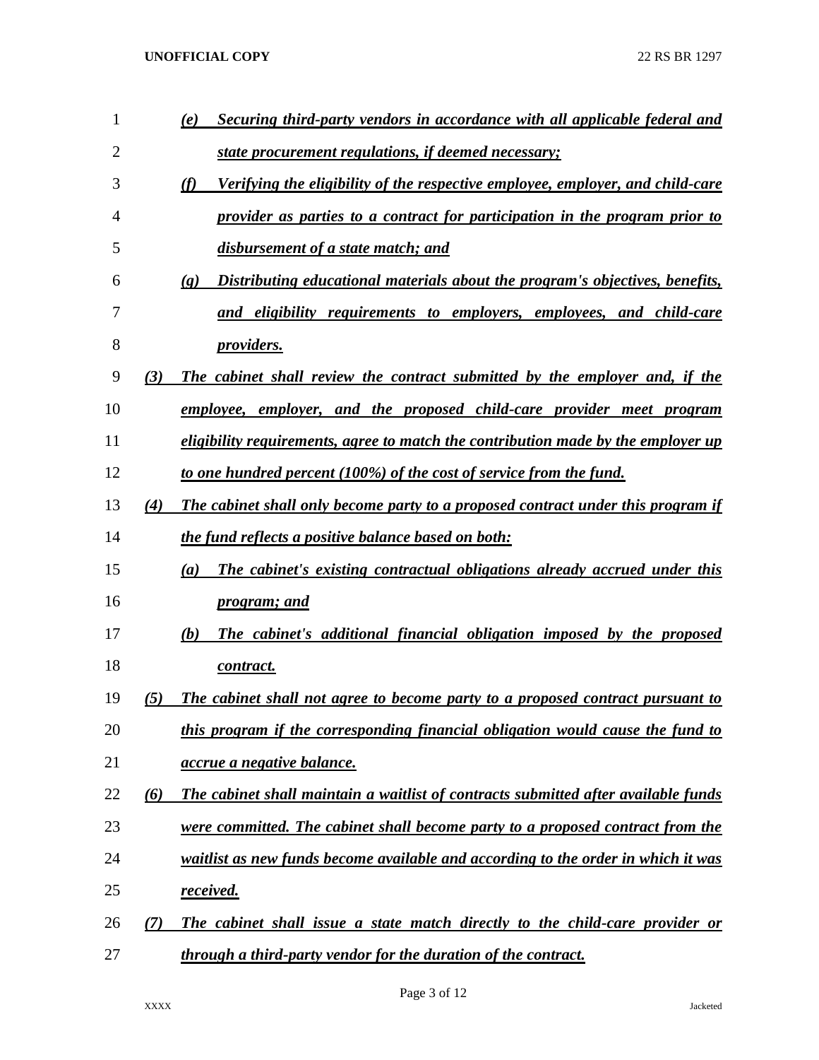*(e) Securing third-party vendors in accordance with all applicable federal and state procurement regulations, if deemed necessary;*

*(f) Verifying the eligibility of the respective employee, employer, and child-care provider as parties to a contract for participation in the program prior to disbursement of a state match; and*

*(g) Distributing educational materials about the program's objectives, benefits, and eligibility requirements to employers, employees, and child-care providers.*

*(3) The cabinet shall review the contract submitted by the employer and, if the employee, employer, and the proposed child-care provider meet program eligibility requirements, agree to match the contribution made by the employer up to one hundred percent (100%) of the cost of service from the fund.*

*(4) The cabinet shall only become party to a proposed contract under this program if the fund reflects a positive balance based on both:*

*(a) The cabinet's existing contractual obligations already accrued under this program; and*

*(b) The cabinet's additional financial obligation imposed by the proposed contract.*

*(5) The cabinet shall not agree to become party to a proposed contract pursuant to this program if the corresponding financial obligation would cause the fund to accrue a negative balance.*

*(6) The cabinet shall maintain a waitlist of contracts submitted after available funds were committed. The cabinet shall become party to a proposed contract from the waitlist as new funds become available and according to the order in which it was received.*

*(7) The cabinet shall issue a state match directly to the child-care provider or through a third-party vendor for the duration of the contract.*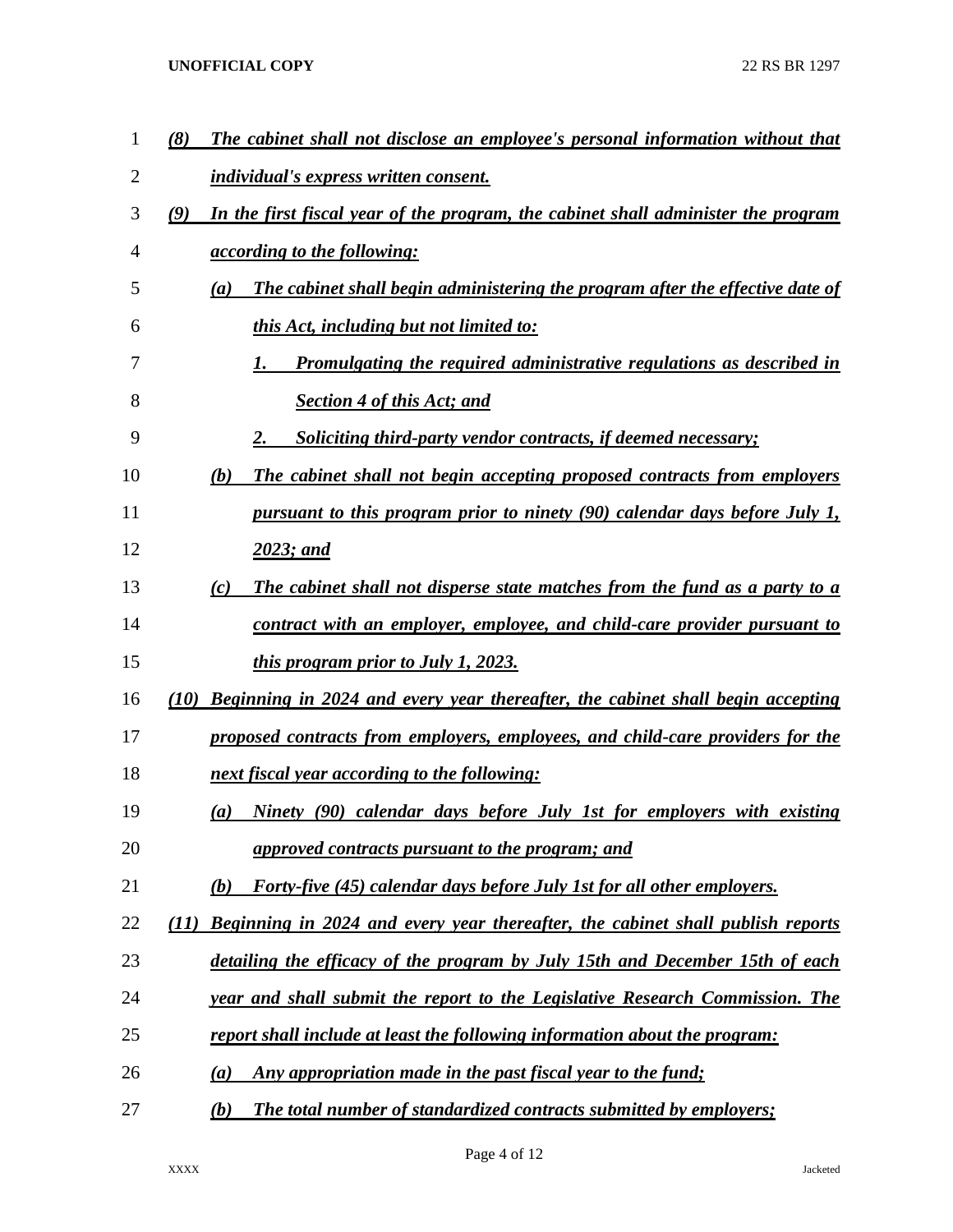*(8) The cabinet shall not disclose an employee's personal information without that individual's express written consent.*

*(9) In the first fiscal year of the program, the cabinet shall administer the program according to the following:*

*(a) The cabinet shall begin administering the program after the effective date of this Act, including but not limited to:*

*1. Promulgating the required administrative regulations as described in Section 4 of this Act; and*

*2. Soliciting third-party vendor contracts, if deemed necessary;*

*(b) The cabinet shall not begin accepting proposed contracts from employers pursuant to this program prior to ninety (90) calendar days before July 1, 2023; and*

*(c) The cabinet shall not disperse state matches from the fund as a party to a contract with an employer, employee, and child-care provider pursuant to this program prior to July 1, 2023.*

*(10) Beginning in 2024 and every year thereafter, the cabinet shall begin accepting proposed contracts from employers, employees, and child-care providers for the next fiscal year according to the following:*

*(a) Ninety (90) calendar days before July 1st for employers with existing approved contracts pursuant to the program; and*

*(b) Forty-five (45) calendar days before July 1st for all other employers.*

*(11) Beginning in 2024 and every year thereafter, the cabinet shall publish reports detailing the efficacy of the program by July 15th and December 15th of each year and shall submit the report to the Legislative Research Commission. The report shall include at least the following information about the program:*

*(a) Any appropriation made in the past fiscal year to the fund;*

*(b) The total number of standardized contracts submitted by employers;*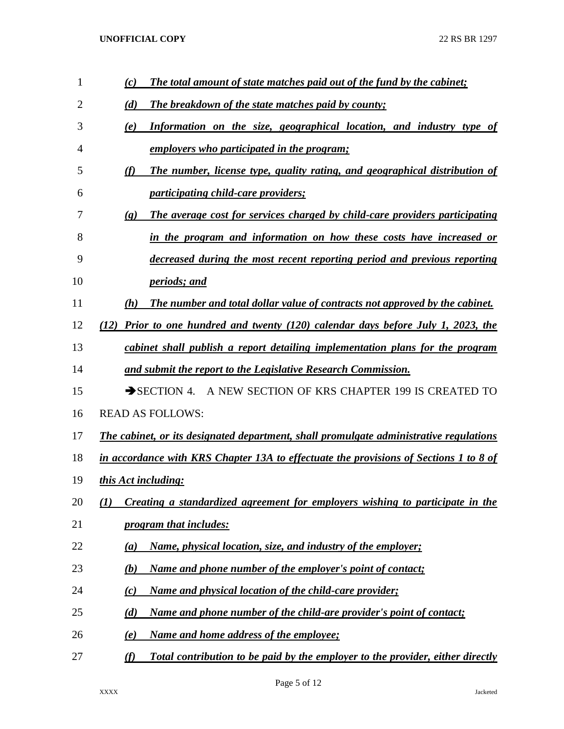*(c) The total amount of state matches paid out of the fund by the cabinet;*

*(d) The breakdown of the state matches paid by county;*

*(e) Information on the size, geographical location, and industry type of employers who participated in the program;*

*(f) The number, license type, quality rating, and geographical distribution of participating child-care providers;*

*(g) The average cost for services charged by child-care providers participating in the program and information on how these costs have increased or decreased during the most recent reporting period and previous reporting periods; and*

*(h) The number and total dollar value of contracts not approved by the cabinet.*

*(12) Prior to one hundred and twenty (120) calendar days before July 1, 2023, the cabinet shall publish a report detailing implementation plans for the program and submit the report to the Legislative Research Commission.*

➔SECTION 4. A NEW SECTION OF KRS CHAPTER 199 IS CREATED TO READ AS FOLLOWS:

*The cabinet, or its designated department, shall promulgate administrative regulations in accordance with KRS Chapter 13A to effectuate the provisions of Sections 1 to 8 of this Act including:*

*(1) Creating a standardized agreement for employers wishing to participate in the program that includes:*

*(a) Name, physical location, size, and industry of the employer;*

*(b) Name and phone number of the employer's point of contact;*

*(c) Name and physical location of the child-care provider;*

*(d) Name and phone number of the child-are provider's point of contact;*

*(e) Name and home address of the employee;*

*(f) Total contribution to be paid by the employer to the provider, either directly*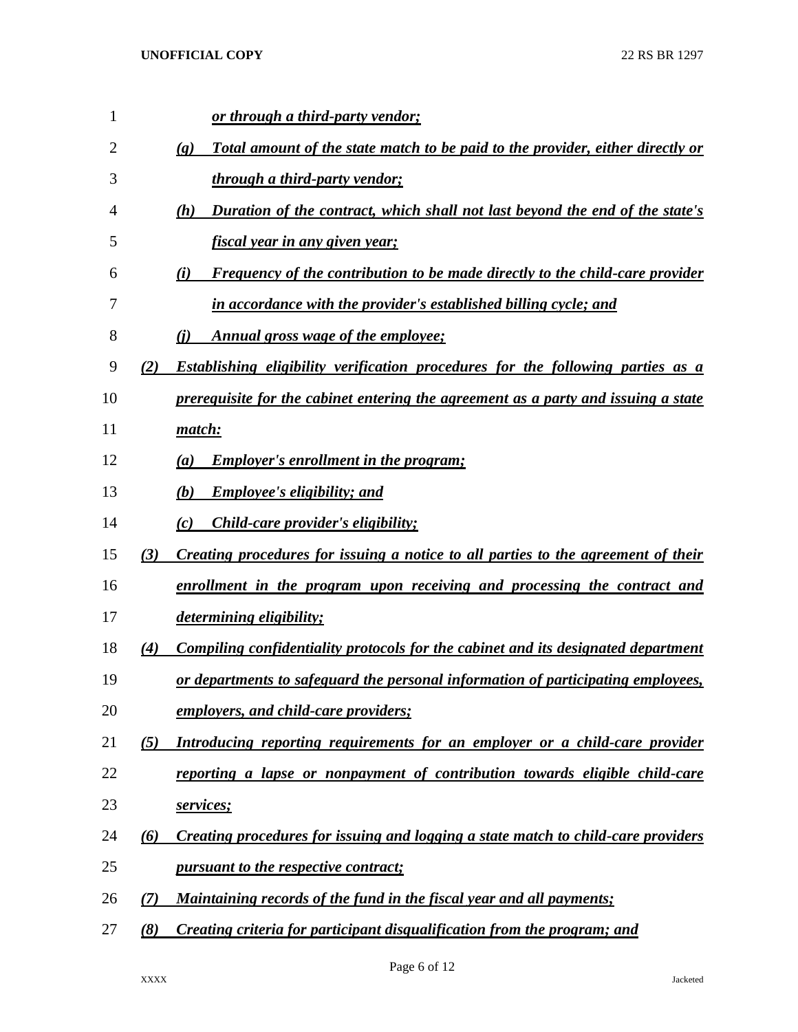*or through a third-party vendor;*

(g) *Total amount of the state match to be paid to the provider, either directly or through a third-party vendor;*

(h) *Duration of the contract, which shall not last beyond the end of the state's fiscal year in any given year;*

(i) *Frequency of the contribution to be made directly to the child-care provider in accordance with the provider's established billing cycle; and*

(j) *Annual gross wage of the employee;*

(2) *Establishing eligibility verification procedures for the following parties as a prerequisite for the cabinet entering the agreement as a party and issuing a state match:*

(a) *Employer's enrollment in the program;*

(b) *Employee's eligibility; and*

(c) *Child-care provider's eligibility;*

(3) *Creating procedures for issuing a notice to all parties to the agreement of their enrollment in the program upon receiving and processing the contract and determining eligibility;*

(4) *Compiling confidentiality protocols for the cabinet and its designated department or departments to safeguard the personal information of participating employees, employers, and child-care providers;*

(5) *Introducing reporting requirements for an employer or a child-care provider reporting a lapse or nonpayment of contribution towards eligible child-care services;*

(6) *Creating procedures for issuing and logging a state match to child-care providers pursuant to the respective contract;*

(7) *Maintaining records of the fund in the fiscal year and all payments;*

(8) *Creating criteria for participant disqualification from the program; and*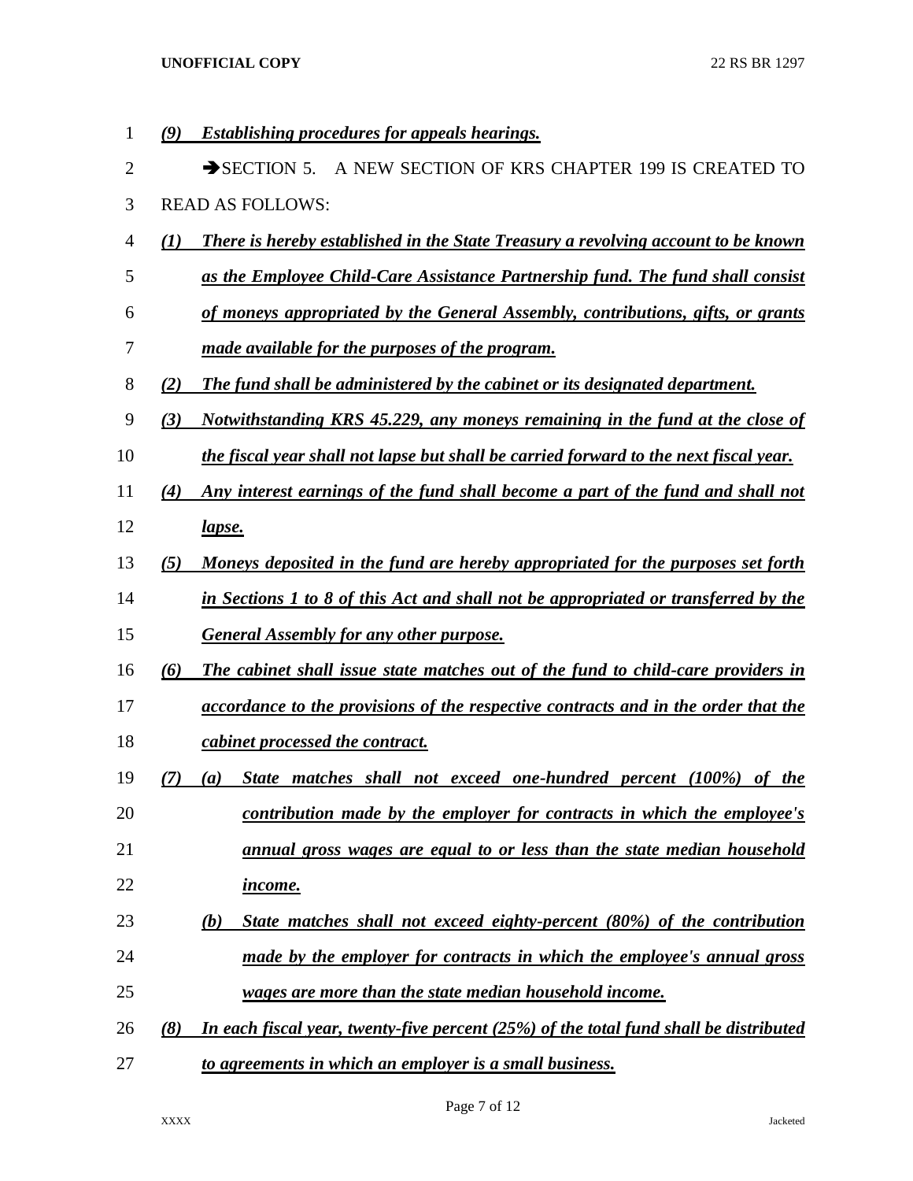***(9) Establishing procedures for appeals hearings.***

➔SECTION 5. A NEW SECTION OF KRS CHAPTER 199 IS CREATED TO READ AS FOLLOWS:

***(1) There is hereby established in the State Treasury a revolving account to be known as the Employee Child-Care Assistance Partnership fund. The fund shall consist of moneys appropriated by the General Assembly, contributions, gifts, or grants made available for the purposes of the program.***

***(2) The fund shall be administered by the cabinet or its designated department.***

***(3) Notwithstanding KRS 45.229, any moneys remaining in the fund at the close of the fiscal year shall not lapse but shall be carried forward to the next fiscal year.***

***(4) Any interest earnings of the fund shall become a part of the fund and shall not lapse.***

***(5) Moneys deposited in the fund are hereby appropriated for the purposes set forth in Sections 1 to 8 of this Act and shall not be appropriated or transferred by the General Assembly for any other purpose.***

***(6) The cabinet shall issue state matches out of the fund to child-care providers in accordance to the provisions of the respective contracts and in the order that the cabinet processed the contract.***

***(7) (a) State matches shall not exceed one-hundred percent (100%) of the contribution made by the employer for contracts in which the employee's annual gross wages are equal to or less than the state median household income.***

***(b) State matches shall not exceed eighty-percent (80%) of the contribution made by the employer for contracts in which the employee's annual gross wages are more than the state median household income.***

***(8) In each fiscal year, twenty-five percent (25%) of the total fund shall be distributed to agreements in which an employer is a small business.***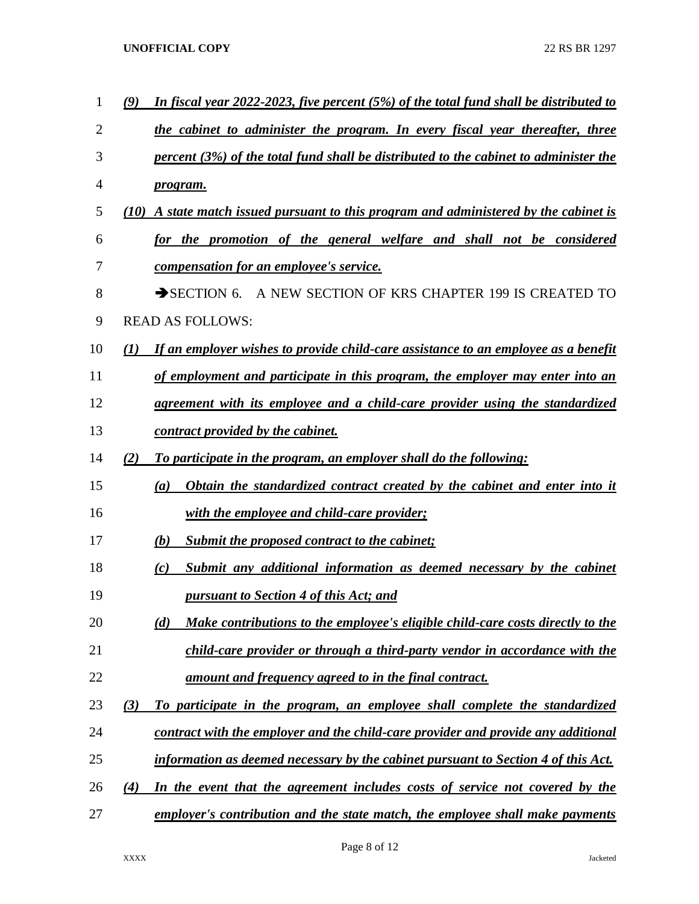*(9) In fiscal year 2022-2023, five percent (5%) of the total fund shall be distributed to the cabinet to administer the program. In every fiscal year thereafter, three percent (3%) of the total fund shall be distributed to the cabinet to administer the program.*

*(10) A state match issued pursuant to this program and administered by the cabinet is for the promotion of the general welfare and shall not be considered compensation for an employee's service.*

➔SECTION 6. A NEW SECTION OF KRS CHAPTER 199 IS CREATED TO READ AS FOLLOWS:

*(1) If an employer wishes to provide child-care assistance to an employee as a benefit of employment and participate in this program, the employer may enter into an agreement with its employee and a child-care provider using the standardized contract provided by the cabinet.*

*(2) To participate in the program, an employer shall do the following:*

*(a) Obtain the standardized contract created by the cabinet and enter into it with the employee and child-care provider;*

*(b) Submit the proposed contract to the cabinet;*

*(c) Submit any additional information as deemed necessary by the cabinet pursuant to Section 4 of this Act; and*

*(d) Make contributions to the employee's eligible child-care costs directly to the child-care provider or through a third-party vendor in accordance with the amount and frequency agreed to in the final contract.*

*(3) To participate in the program, an employee shall complete the standardized contract with the employer and the child-care provider and provide any additional information as deemed necessary by the cabinet pursuant to Section 4 of this Act.*

*(4) In the event that the agreement includes costs of service not covered by the employer's contribution and the state match, the employee shall make payments*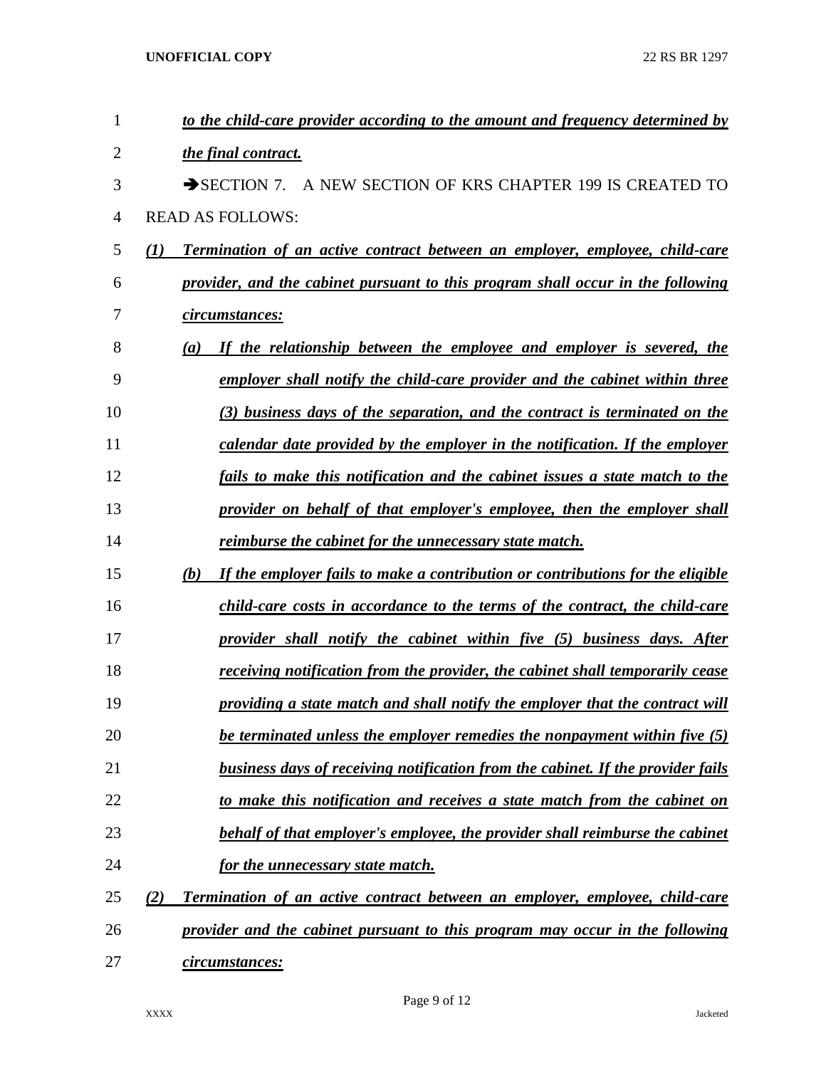*to the child-care provider according to the amount and frequency determined by the final contract.*

➔SECTION 7. A NEW SECTION OF KRS CHAPTER 199 IS CREATED TO READ AS FOLLOWS:

*(1) Termination of an active contract between an employer, employee, child-care provider, and the cabinet pursuant to this program shall occur in the following circumstances:*

*(a) If the relationship between the employee and employer is severed, the employer shall notify the child-care provider and the cabinet within three (3) business days of the separation, and the contract is terminated on the calendar date provided by the employer in the notification. If the employer fails to make this notification and the cabinet issues a state match to the provider on behalf of that employer's employee, then the employer shall reimburse the cabinet for the unnecessary state match.*

*(b) If the employer fails to make a contribution or contributions for the eligible child-care costs in accordance to the terms of the contract, the child-care provider shall notify the cabinet within five (5) business days. After receiving notification from the provider, the cabinet shall temporarily cease providing a state match and shall notify the employer that the contract will be terminated unless the employer remedies the nonpayment within five (5) business days of receiving notification from the cabinet. If the provider fails to make this notification and receives a state match from the cabinet on behalf of that employer's employee, the provider shall reimburse the cabinet for the unnecessary state match.*

*(2) Termination of an active contract between an employer, employee, child-care provider and the cabinet pursuant to this program may occur in the following circumstances:*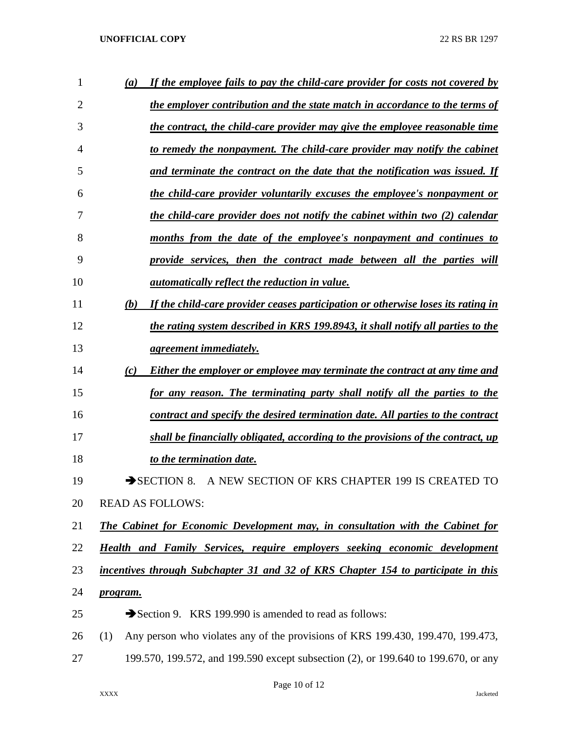*(a) If the employee fails to pay the child-care provider for costs not covered by the employer contribution and the state match in accordance to the terms of the contract, the child-care provider may give the employee reasonable time to remedy the nonpayment. The child-care provider may notify the cabinet and terminate the contract on the date that the notification was issued. If the child-care provider voluntarily excuses the employee's nonpayment or the child-care provider does not notify the cabinet within two (2) calendar months from the date of the employee's nonpayment and continues to provide services, then the contract made between all the parties will automatically reflect the reduction in value.*

*(b) If the child-care provider ceases participation or otherwise loses its rating in the rating system described in KRS 199.8943, it shall notify all parties to the agreement immediately.*

*(c) Either the employer or employee may terminate the contract at any time and for any reason. The terminating party shall notify all the parties to the contract and specify the desired termination date. All parties to the contract shall be financially obligated, according to the provisions of the contract, up to the termination date.*

➔SECTION 8. A NEW SECTION OF KRS CHAPTER 199 IS CREATED TO READ AS FOLLOWS:

*The Cabinet for Economic Development may, in consultation with the Cabinet for Health and Family Services, require employers seeking economic development incentives through Subchapter 31 and 32 of KRS Chapter 154 to participate in this program.*

➔Section 9. KRS 199.990 is amended to read as follows:

(1) Any person who violates any of the provisions of KRS 199.430, 199.470, 199.473, 199.570, 199.572, and 199.590 except subsection (2), or 199.640 to 199.670, or any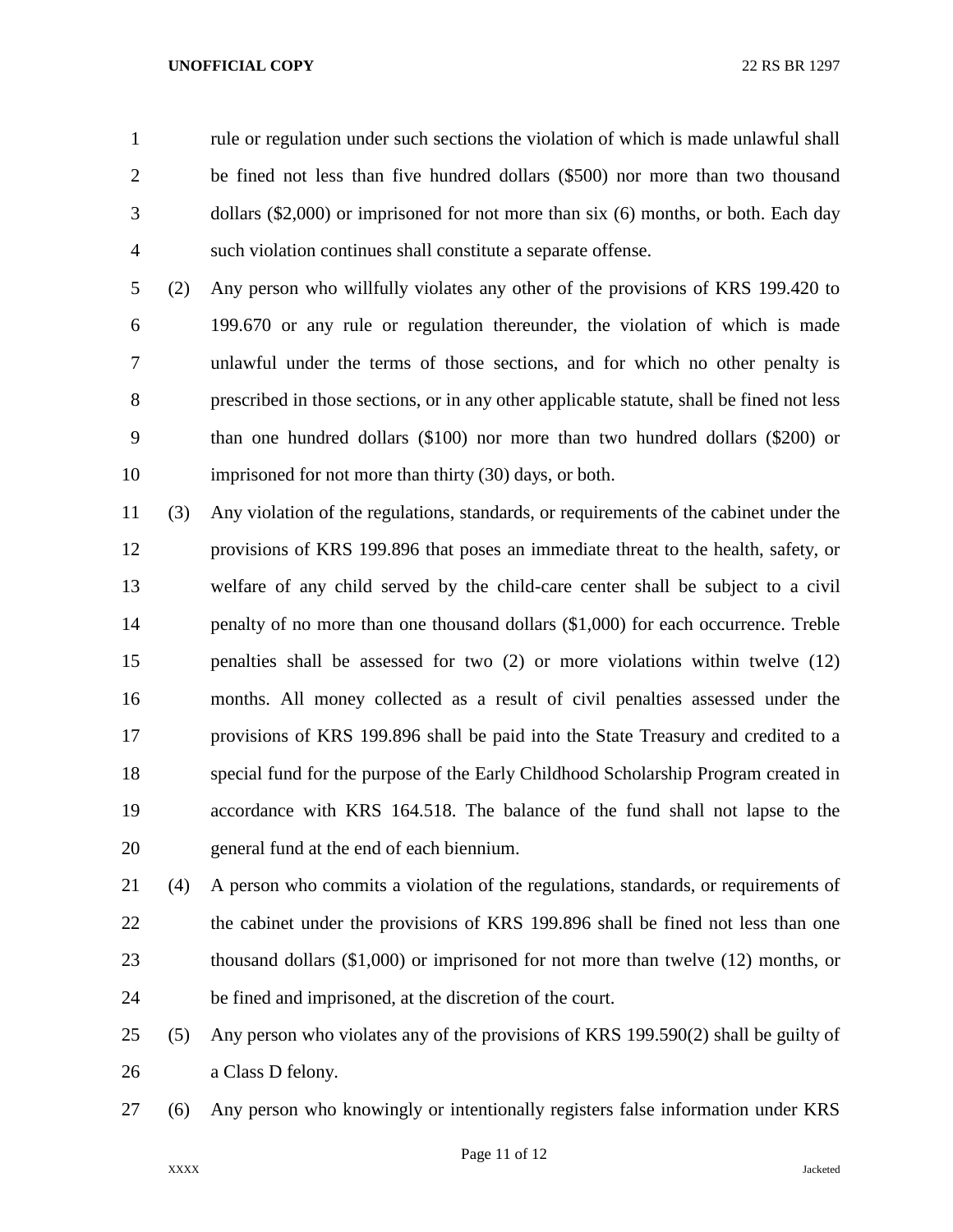rule or regulation under such sections the violation of which is made unlawful shall be fined not less than five hundred dollars ($500) nor more than two thousand dollars ($2,000) or imprisoned for not more than six (6) months, or both. Each day such violation continues shall constitute a separate offense.

(2) Any person who willfully violates any other of the provisions of KRS 199.420 to 199.670 or any rule or regulation thereunder, the violation of which is made unlawful under the terms of those sections, and for which no other penalty is prescribed in those sections, or in any other applicable statute, shall be fined not less than one hundred dollars ($100) nor more than two hundred dollars ($200) or imprisoned for not more than thirty (30) days, or both.

(3) Any violation of the regulations, standards, or requirements of the cabinet under the provisions of KRS 199.896 that poses an immediate threat to the health, safety, or welfare of any child served by the child-care center shall be subject to a civil penalty of no more than one thousand dollars ($1,000) for each occurrence. Treble penalties shall be assessed for two (2) or more violations within twelve (12) months. All money collected as a result of civil penalties assessed under the provisions of KRS 199.896 shall be paid into the State Treasury and credited to a special fund for the purpose of the Early Childhood Scholarship Program created in accordance with KRS 164.518. The balance of the fund shall not lapse to the general fund at the end of each biennium.

(4) A person who commits a violation of the regulations, standards, or requirements of the cabinet under the provisions of KRS 199.896 shall be fined not less than one thousand dollars ($1,000) or imprisoned for not more than twelve (12) months, or be fined and imprisoned, at the discretion of the court.

(5) Any person who violates any of the provisions of KRS 199.590(2) shall be guilty of a Class D felony.

(6) Any person who knowingly or intentionally registers false information under KRS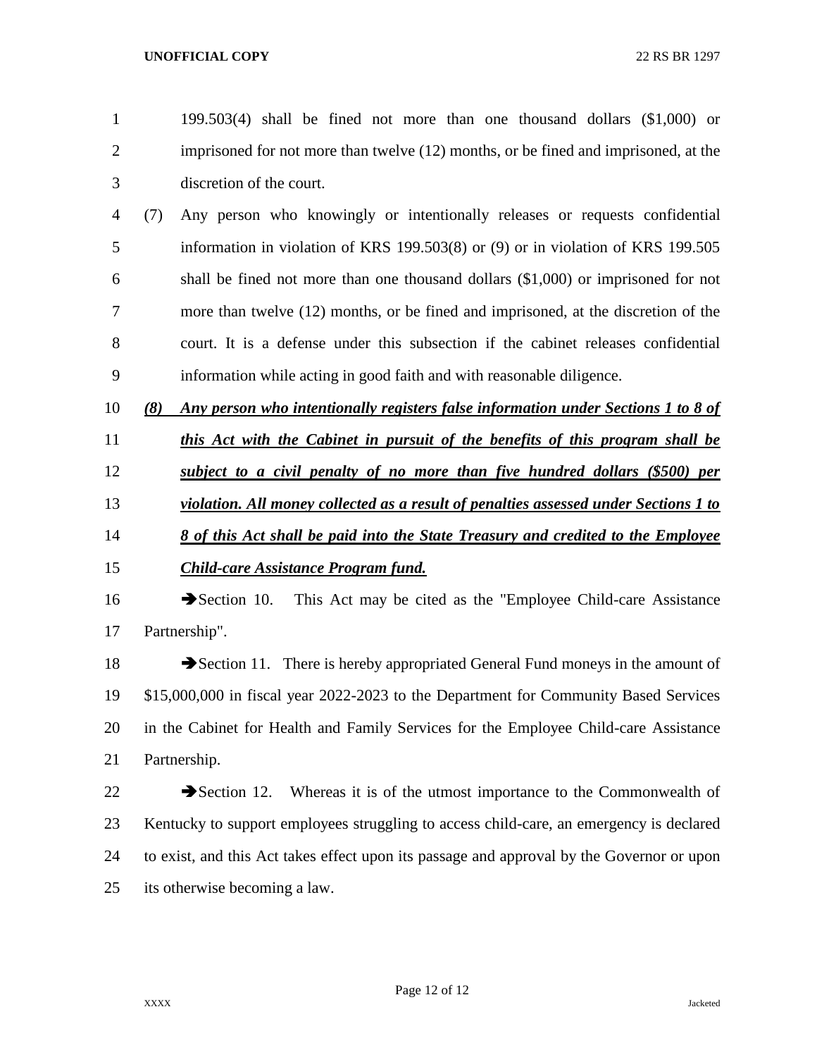199.503(4) shall be fined not more than one thousand dollars ($1,000) or imprisoned for not more than twelve (12) months, or be fined and imprisoned, at the discretion of the court.

(7) Any person who knowingly or intentionally releases or requests confidential information in violation of KRS 199.503(8) or (9) or in violation of KRS 199.505 shall be fined not more than one thousand dollars ($1,000) or imprisoned for not more than twelve (12) months, or be fined and imprisoned, at the discretion of the court. It is a defense under this subsection if the cabinet releases confidential information while acting in good faith and with reasonable diligence.

***(8) Any person who intentionally registers false information under Sections 1 to 8 of this Act with the Cabinet in pursuit of the benefits of this program shall be subject to a civil penalty of no more than five hundred dollars ($500) per violation. All money collected as a result of penalties assessed under Sections 1 to 8 of this Act shall be paid into the State Treasury and credited to the Employee Child-care Assistance Program fund.***

➔Section 10. This Act may be cited as the "Employee Child-care Assistance Partnership".

➔Section 11. There is hereby appropriated General Fund moneys in the amount of $15,000,000 in fiscal year 2022-2023 to the Department for Community Based Services in the Cabinet for Health and Family Services for the Employee Child-care Assistance Partnership.

➔Section 12. Whereas it is of the utmost importance to the Commonwealth of Kentucky to support employees struggling to access child-care, an emergency is declared to exist, and this Act takes effect upon its passage and approval by the Governor or upon its otherwise becoming a law.